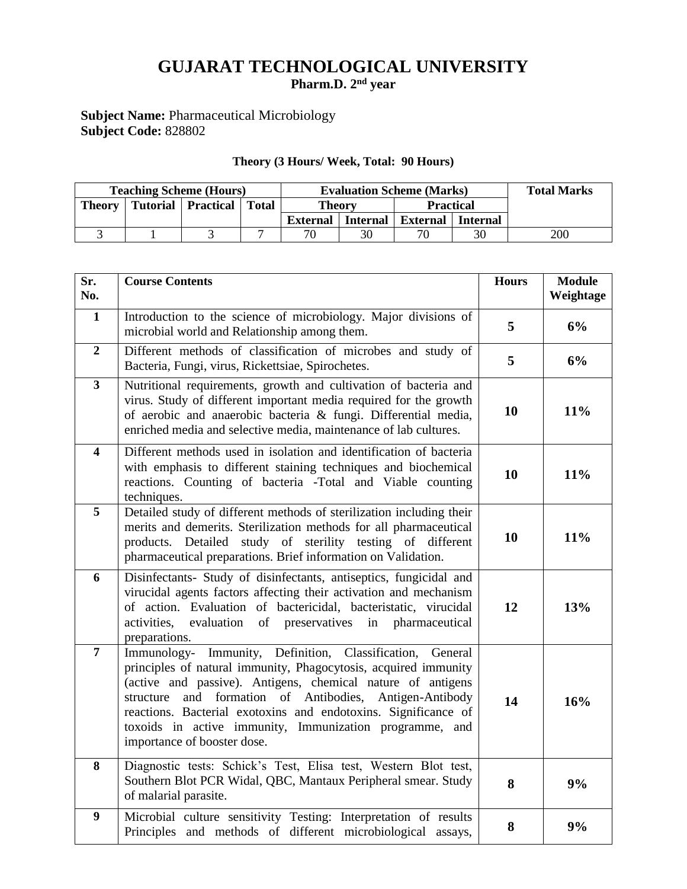# GUJARAT TECHNOLOGICAL UNIVERSITY

**Pharm.D. 2nd year**

**Subject Name:** Pharmaceutical Microbiology
**Subject Code:** 828802

**Theory (3 Hours/ Week, Total: 90 Hours)**

| Teaching Scheme (Hours) | | | | Evaluation Scheme (Marks) | | | | Total Marks |
|---|---|---|---|---|---|---|---|---|
| Theory | Tutorial | Practical | Total | Theory | | Practical | | |
| | | | | External | Internal | External | Internal | |
| 3 | 1 | 3 | 7 | 70 | 30 | 70 | 30 | 200 |

| Sr. No. | Course Contents | Hours | Module Weightage |
|---|---|---|---|
| **1** | Introduction to the science of microbiology. Major divisions of microbial world and Relationship among them. | **5** | **6%** |
| **2** | Different methods of classification of microbes and study of Bacteria, Fungi, virus, Rickettsiae, Spirochetes. | **5** | **6%** |
| **3** | Nutritional requirements, growth and cultivation of bacteria and virus. Study of different important media required for the growth of aerobic and anaerobic bacteria & fungi. Differential media, enriched media and selective media, maintenance of lab cultures. | **10** | **11%** |
| **4** | Different methods used in isolation and identification of bacteria with emphasis to different staining techniques and biochemical reactions. Counting of bacteria -Total and Viable counting techniques. | **10** | **11%** |
| **5** | Detailed study of different methods of sterilization including their merits and demerits. Sterilization methods for all pharmaceutical products. Detailed study of sterility testing of different pharmaceutical preparations. Brief information on Validation. | **10** | **11%** |
| **6** | Disinfectants- Study of disinfectants, antiseptics, fungicidal and virucidal agents factors affecting their activation and mechanism of action. Evaluation of bactericidal, bacteristatic, virucidal activities, evaluation of preservatives in pharmaceutical preparations. | **12** | **13%** |
| **7** | Immunology- Immunity, Definition, Classification, General principles of natural immunity, Phagocytosis, acquired immunity (active and passive). Antigens, chemical nature of antigens structure and formation of Antibodies, Antigen-Antibody reactions. Bacterial exotoxins and endotoxins. Significance of toxoids in active immunity, Immunization programme, and importance of booster dose. | **14** | **16%** |
| **8** | Diagnostic tests: Schick's Test, Elisa test, Western Blot test, Southern Blot PCR Widal, QBC, Mantaux Peripheral smear. Study of malarial parasite. | **8** | **9%** |
| **9** | Microbial culture sensitivity Testing: Interpretation of results Principles and methods of different microbiological assays, | **8** | **9%** |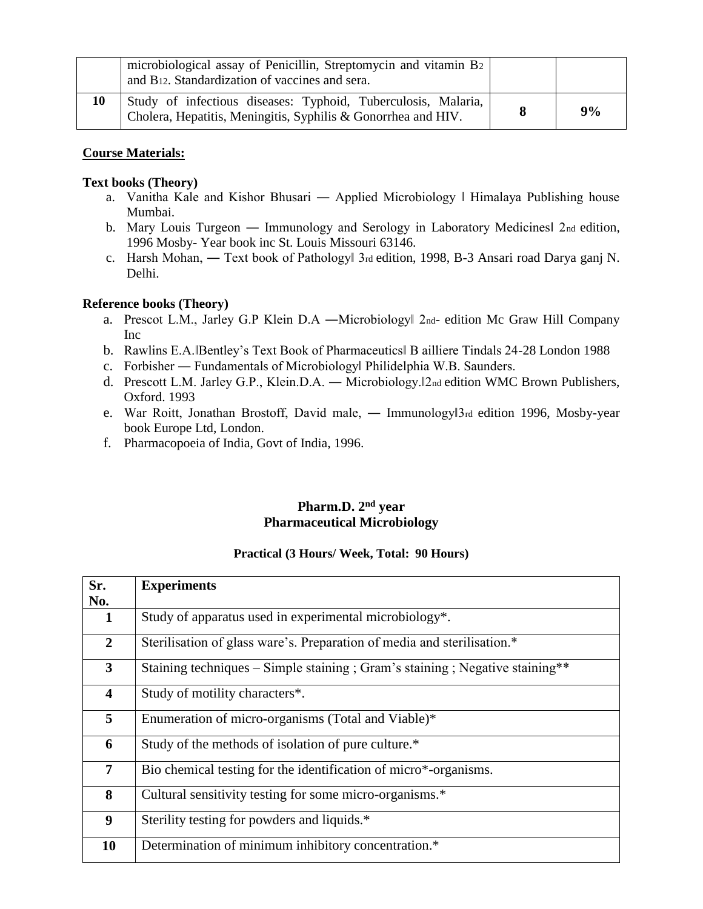|  | microbiological assay of Penicillin, Streptomycin and vitamin $B_2$ and $B_{12}$. Standardization of vaccines and sera. |  |  |
|---|---|---|---|
| **10** | Study of infectious diseases: Typhoid, Tuberculosis, Malaria, Cholera, Hepatitis, Meningitis, Syphilis & Gonorrhea and HIV. | **8** | **9%** |

**Course Materials:**

**Text books (Theory)**

a. Vanitha Kale and Kishor Bhusari ― Applied Microbiology ‖ Himalaya Publishing house Mumbai.
b. Mary Louis Turgeon ― Immunology and Serology in Laboratory Medicines‖ 2nd edition, 1996 Mosby- Year book inc St. Louis Missouri 63146.
c. Harsh Mohan, ― Text book of Pathology‖ 3rd edition, 1998, B-3 Ansari road Darya ganj N. Delhi.

**Reference books (Theory)**

a. Prescot L.M., Jarley G.P Klein D.A ―Microbiology‖ 2nd- edition Mc Graw Hill Company Inc
b. Rawlins E.A.‖Bentley's Text Book of Pharmaceutics‖ B ailliere Tindals 24-28 London 1988
c. Forbisher ― Fundamentals of Microbiology‖ Philidelphia W.B. Saunders.
d. Prescott L.M. Jarley G.P., Klein.D.A. ― Microbiology.‖2nd edition WMC Brown Publishers, Oxford. 1993
e. War Roitt, Jonathan Brostoff, David male, ― Immunology‖3rd edition 1996, Mosby-year book Europe Ltd, London.
f. Pharmacopoeia of India, Govt of India, 1996.

## Pharm.D. 2nd year
## Pharmaceutical Microbiology

**Practical (3 Hours/ Week, Total: 90 Hours)**

| Sr. No. | Experiments |
|---|---|
| **1** | Study of apparatus used in experimental microbiology*. |
| **2** | Sterilisation of glass ware's. Preparation of media and sterilisation.* |
| **3** | Staining techniques – Simple staining ; Gram's staining ; Negative staining** |
| **4** | Study of motility characters*. |
| **5** | Enumeration of micro-organisms (Total and Viable)* |
| **6** | Study of the methods of isolation of pure culture.* |
| **7** | Bio chemical testing for the identification of micro*-organisms. |
| **8** | Cultural sensitivity testing for some micro-organisms.* |
| **9** | Sterility testing for powders and liquids.* |
| **10** | Determination of minimum inhibitory concentration.* |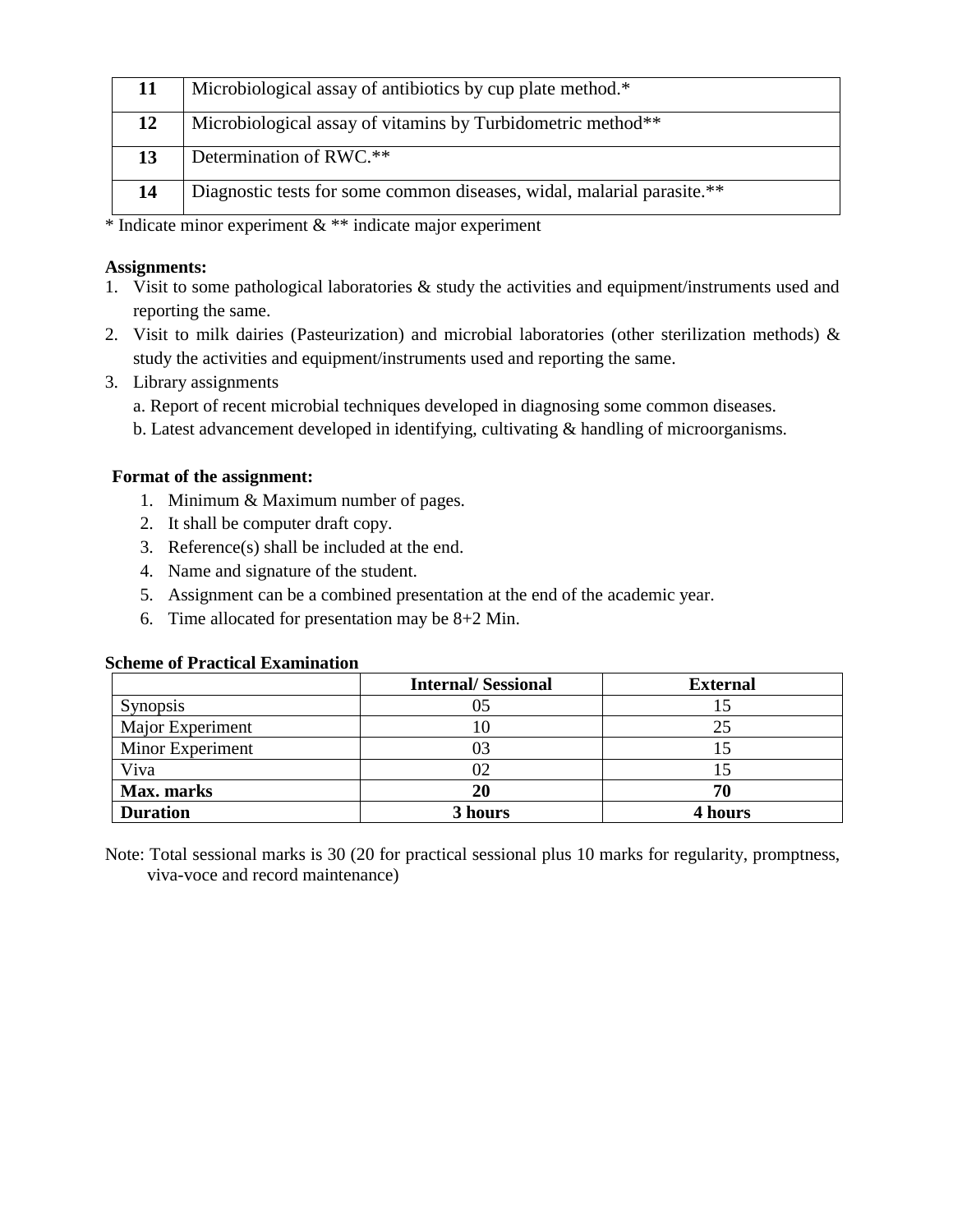| | |
|---|---|
| **11** | Microbiological assay of antibiotics by cup plate method.* |
| **12** | Microbiological assay of vitamins by Turbidometric method** |
| **13** | Determination of RWC.** |
| **14** | Diagnostic tests for some common diseases, widal, malarial parasite.** |

* Indicate minor experiment & ** indicate major experiment

**Assignments:**

1. Visit to some pathological laboratories & study the activities and equipment/instruments used and reporting the same.
2. Visit to milk dairies (Pasteurization) and microbial laboratories (other sterilization methods) & study the activities and equipment/instruments used and reporting the same.
3. Library assignments
   a. Report of recent microbial techniques developed in diagnosing some common diseases.
   b. Latest advancement developed in identifying, cultivating & handling of microorganisms.

**Format of the assignment:**

1. Minimum & Maximum number of pages.
2. It shall be computer draft copy.
3. Reference(s) shall be included at the end.
4. Name and signature of the student.
5. Assignment can be a combined presentation at the end of the academic year.
6. Time allocated for presentation may be 8+2 Min.

**Scheme of Practical Examination**

| | **Internal/ Sessional** | **External** |
|---|---|---|
| Synopsis | 05 | 15 |
| Major Experiment | 10 | 25 |
| Minor Experiment | 03 | 15 |
| Viva | 02 | 15 |
| **Max. marks** | **20** | **70** |
| **Duration** | **3 hours** | **4 hours** |

Note: Total sessional marks is 30 (20 for practical sessional plus 10 marks for regularity, promptness, viva-voce and record maintenance)